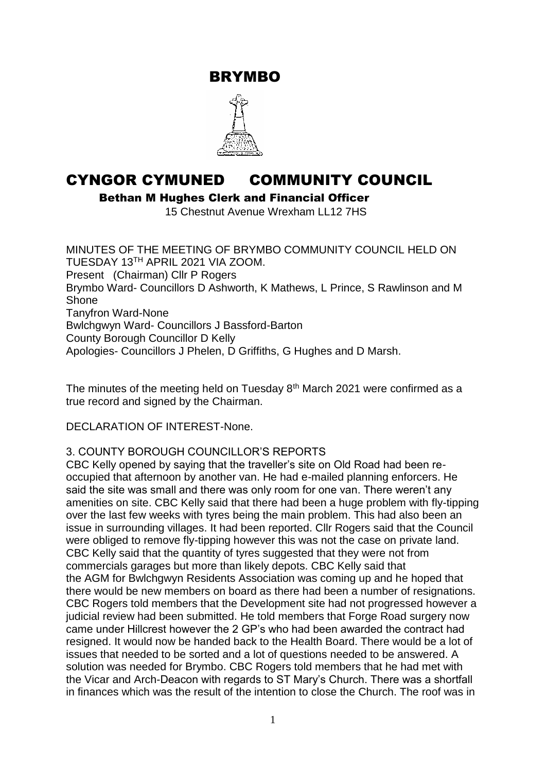# BRYMBO

# CYNGOR CYMUNED COMMUNITY COUNCIL

**Bethan M Hughes Clerk and Financial Officer**

15 Chestnut Avenue Wrexham LL12 7HS

MINUTES OF THE MEETING OF BRYMBO COMMUNITY COUNCIL HELD ON TUESDAY 13TH APRIL 2021 VIA ZOOM.

Present (Chairman) Cllr P Rogers

Brymbo Ward- Councillors D Ashworth, K Mathews, L Prince, S Rawlinson and M Shone

Tanyfron Ward-None

Bwlchgwyn Ward- Councillors J Bassford-Barton

County Borough Councillor D Kelly

Apologies- Councillors J Phelen, D Griffiths, G Hughes and D Marsh.

The minutes of the meeting held on Tuesday 8th March 2021 were confirmed as a true record and signed by the Chairman.

DECLARATION OF INTEREST-None.

3. COUNTY BOROUGH COUNCILLOR'S REPORTS

CBC Kelly opened by saying that the traveller's site on Old Road had been re-occupied that afternoon by another van. He had e-mailed planning enforcers. He said the site was small and there was only room for one van. There weren't any amenities on site. CBC Kelly said that there had been a huge problem with fly-tipping over the last few weeks with tyres being the main problem. This had also been an issue in surrounding villages. It had been reported. Cllr Rogers said that the Council were obliged to remove fly-tipping however this was not the case on private land. CBC Kelly said that the quantity of tyres suggested that they were not from commercials garages but more than likely depots. CBC Kelly said that the AGM for Bwlchgwyn Residents Association was coming up and he hoped that there would be new members on board as there had been a number of resignations. CBC Rogers told members that the Development site had not progressed however a judicial review had been submitted. He told members that Forge Road surgery now came under Hillcrest however the 2 GP's who had been awarded the contract had resigned. It would now be handed back to the Health Board. There would be a lot of issues that needed to be sorted and a lot of questions needed to be answered. A solution was needed for Brymbo. CBC Rogers told members that he had met with the Vicar and Arch-Deacon with regards to ST Mary's Church. There was a shortfall in finances which was the result of the intention to close the Church. The roof was in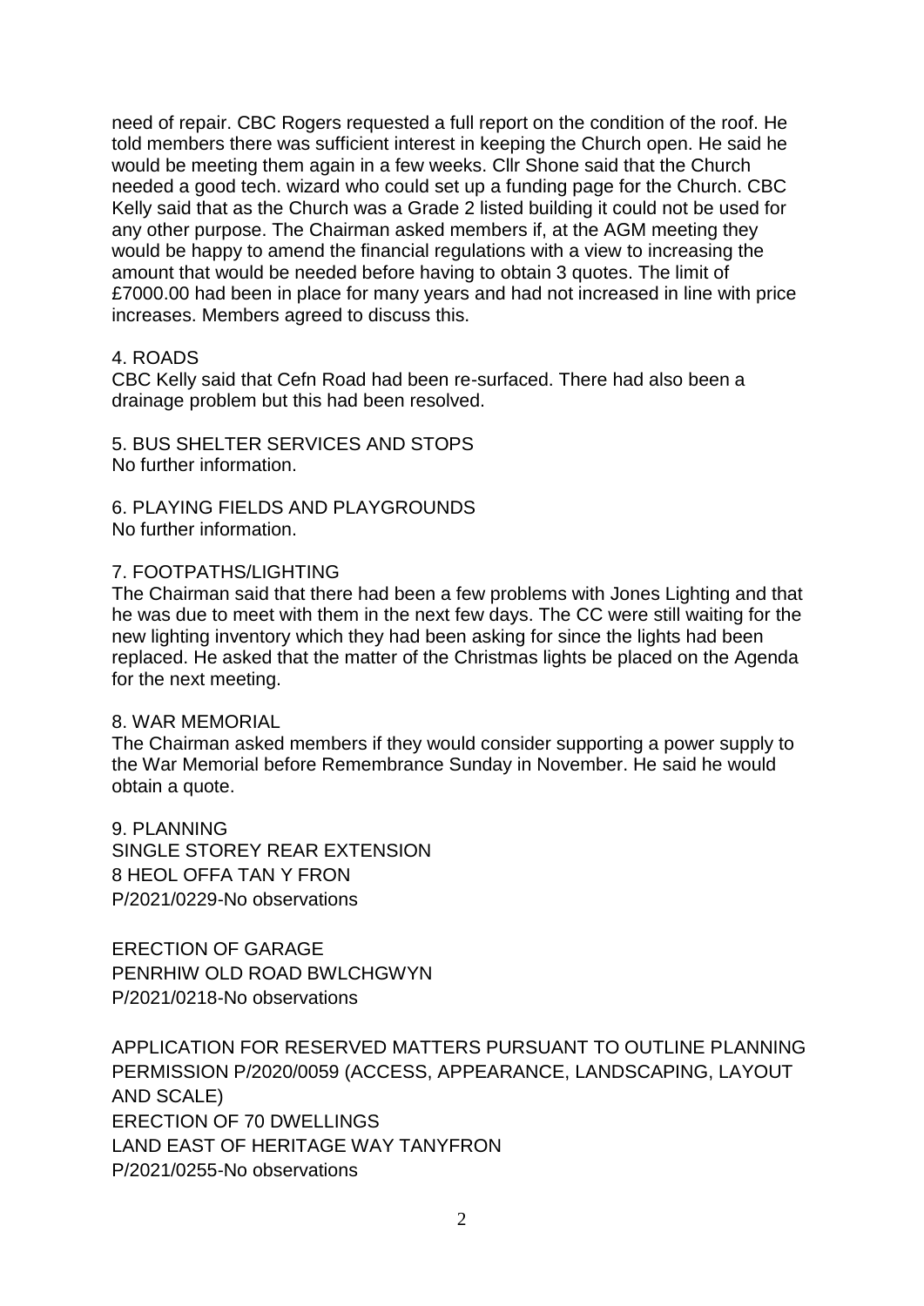need of repair. CBC Rogers requested a full report on the condition of the roof. He told members there was sufficient interest in keeping the Church open. He said he would be meeting them again in a few weeks. Cllr Shone said that the Church needed a good tech. wizard who could set up a funding page for the Church. CBC Kelly said that as the Church was a Grade 2 listed building it could not be used for any other purpose. The Chairman asked members if, at the AGM meeting they would be happy to amend the financial regulations with a view to increasing the amount that would be needed before having to obtain 3 quotes. The limit of £7000.00 had been in place for many years and had not increased in line with price increases. Members agreed to discuss this.

## 4. ROADS

CBC Kelly said that Cefn Road had been re-surfaced. There had also been a drainage problem but this had been resolved.

## 5. BUS SHELTER SERVICES AND STOPS

No further information.

## 6. PLAYING FIELDS AND PLAYGROUNDS

No further information.

## 7. FOOTPATHS/LIGHTING

The Chairman said that there had been a few problems with Jones Lighting and that he was due to meet with them in the next few days. The CC were still waiting for the new lighting inventory which they had been asking for since the lights had been replaced. He asked that the matter of the Christmas lights be placed on the Agenda for the next meeting.

## 8. WAR MEMORIAL

The Chairman asked members if they would consider supporting a power supply to the War Memorial before Remembrance Sunday in November. He said he would obtain a quote.

## 9. PLANNING

SINGLE STOREY REAR EXTENSION
8 HEOL OFFA TAN Y FRON
P/2021/0229-No observations

ERECTION OF GARAGE
PENRHIW OLD ROAD BWLCHGWYN
P/2021/0218-No observations

APPLICATION FOR RESERVED MATTERS PURSUANT TO OUTLINE PLANNING PERMISSION P/2020/0059 (ACCESS, APPEARANCE, LANDSCAPING, LAYOUT AND SCALE)
ERECTION OF 70 DWELLINGS
LAND EAST OF HERITAGE WAY TANYFRON
P/2021/0255-No observations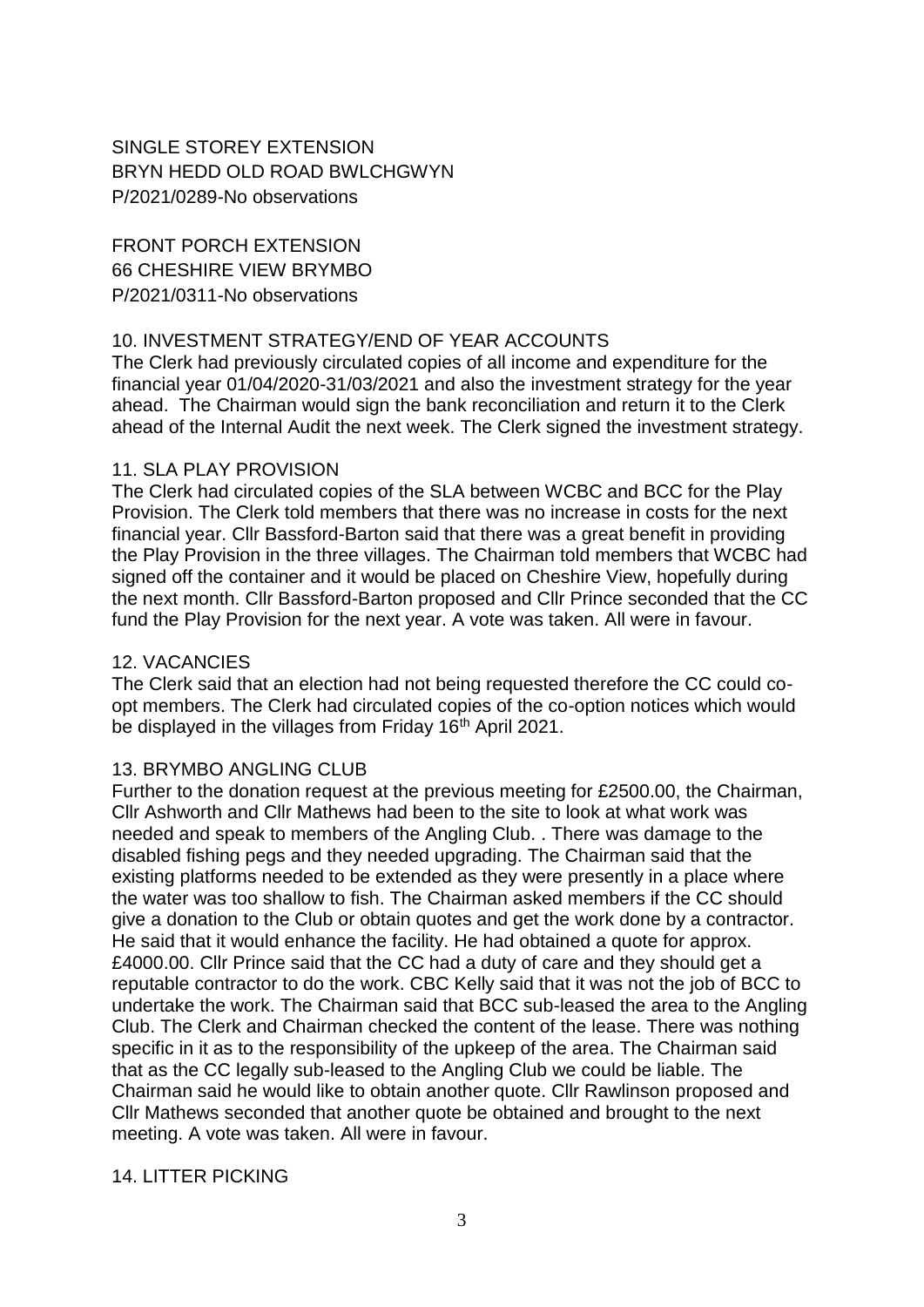SINGLE STOREY EXTENSION
BRYN HEDD OLD ROAD BWLCHGWYN
P/2021/0289-No observations

FRONT PORCH EXTENSION
66 CHESHIRE VIEW BRYMBO
P/2021/0311-No observations

## 10. INVESTMENT STRATEGY/END OF YEAR ACCOUNTS

The Clerk had previously circulated copies of all income and expenditure for the financial year 01/04/2020-31/03/2021 and also the investment strategy for the year ahead. The Chairman would sign the bank reconciliation and return it to the Clerk ahead of the Internal Audit the next week. The Clerk signed the investment strategy.

## 11. SLA PLAY PROVISION

The Clerk had circulated copies of the SLA between WCBC and BCC for the Play Provision. The Clerk told members that there was no increase in costs for the next financial year. Cllr Bassford-Barton said that there was a great benefit in providing the Play Provision in the three villages. The Chairman told members that WCBC had signed off the container and it would be placed on Cheshire View, hopefully during the next month. Cllr Bassford-Barton proposed and Cllr Prince seconded that the CC fund the Play Provision for the next year. A vote was taken. All were in favour.

## 12. VACANCIES

The Clerk said that an election had not being requested therefore the CC could co-opt members. The Clerk had circulated copies of the co-option notices which would be displayed in the villages from Friday 16th April 2021.

## 13. BRYMBO ANGLING CLUB

Further to the donation request at the previous meeting for £2500.00, the Chairman, Cllr Ashworth and Cllr Mathews had been to the site to look at what work was needed and speak to members of the Angling Club. . There was damage to the disabled fishing pegs and they needed upgrading. The Chairman said that the existing platforms needed to be extended as they were presently in a place where the water was too shallow to fish. The Chairman asked members if the CC should give a donation to the Club or obtain quotes and get the work done by a contractor. He said that it would enhance the facility. He had obtained a quote for approx. £4000.00. Cllr Prince said that the CC had a duty of care and they should get a reputable contractor to do the work. CBC Kelly said that it was not the job of BCC to undertake the work. The Chairman said that BCC sub-leased the area to the Angling Club. The Clerk and Chairman checked the content of the lease. There was nothing specific in it as to the responsibility of the upkeep of the area. The Chairman said that as the CC legally sub-leased to the Angling Club we could be liable. The Chairman said he would like to obtain another quote. Cllr Rawlinson proposed and Cllr Mathews seconded that another quote be obtained and brought to the next meeting. A vote was taken. All were in favour.

## 14. LITTER PICKING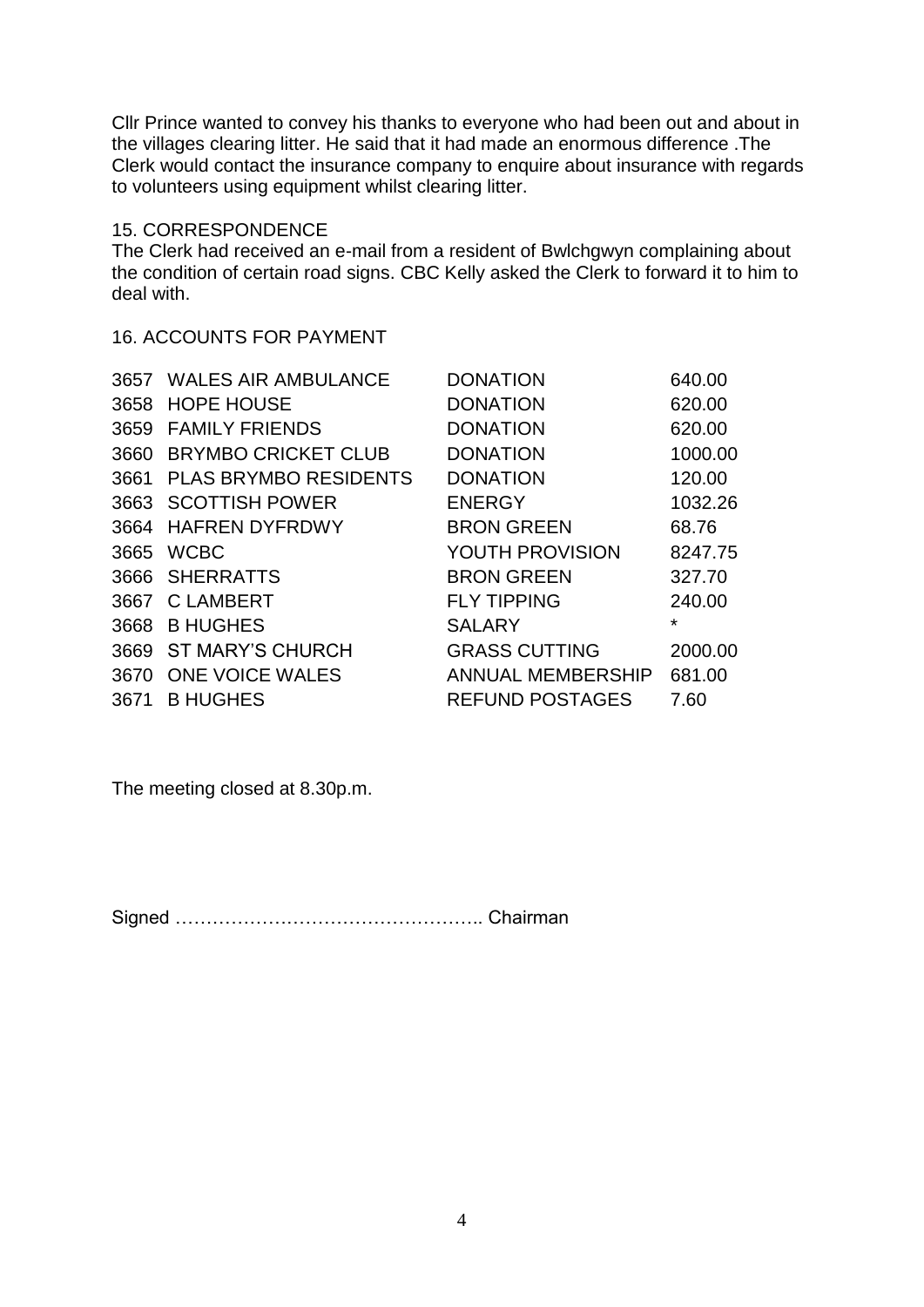Cllr Prince wanted to convey his thanks to everyone who had been out and about in the villages clearing litter. He said that it had made an enormous difference .The Clerk would contact the insurance company to enquire about insurance with regards to volunteers using equipment whilst clearing litter.

15. CORRESPONDENCE

The Clerk had received an e-mail from a resident of Bwlchgwyn complaining about the condition of certain road signs. CBC Kelly asked the Clerk to forward it to him to deal with.

16. ACCOUNTS FOR PAYMENT

| | | | |
|---|---|---|---|
| 3657 | WALES AIR AMBULANCE | DONATION | 640.00 |
| 3658 | HOPE HOUSE | DONATION | 620.00 |
| 3659 | FAMILY FRIENDS | DONATION | 620.00 |
| 3660 | BRYMBO CRICKET CLUB | DONATION | 1000.00 |
| 3661 | PLAS BRYMBO RESIDENTS | DONATION | 120.00 |
| 3663 | SCOTTISH POWER | ENERGY | 1032.26 |
| 3664 | HAFREN DYFRDWY | BRON GREEN | 68.76 |
| 3665 | WCBC | YOUTH PROVISION | 8247.75 |
| 3666 | SHERRATTS | BRON GREEN | 327.70 |
| 3667 | C LAMBERT | FLY TIPPING | 240.00 |
| 3668 | B HUGHES | SALARY | * |
| 3669 | ST MARY'S CHURCH | GRASS CUTTING | 2000.00 |
| 3670 | ONE VOICE WALES | ANNUAL MEMBERSHIP | 681.00 |
| 3671 | B HUGHES | REFUND POSTAGES | 7.60 |

The meeting closed at 8.30p.m.

Signed ………………………………………….. Chairman